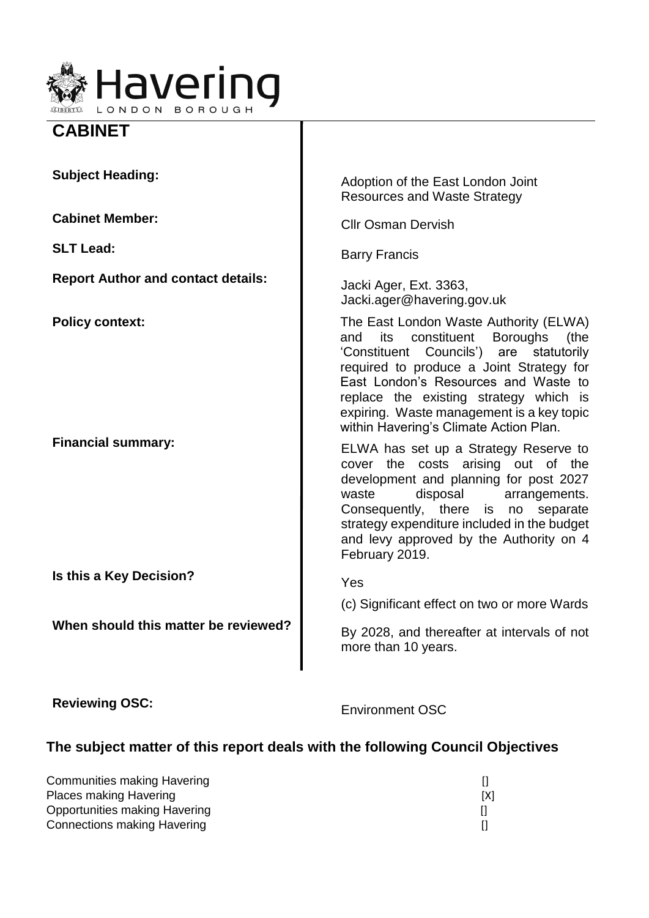Havering
LONDON BOROUGH

# CABINET

| | |
|---|---|
| **Subject Heading:** | Adoption of the East London Joint Resources and Waste Strategy |
| **Cabinet Member:** | Cllr Osman Dervish |
| **SLT Lead:** | Barry Francis |
| **Report Author and contact details:** | Jacki Ager, Ext. 3363, Jacki.ager@havering.gov.uk |
| **Policy context:** | The East London Waste Authority (ELWA) and its constituent Boroughs (the 'Constituent Councils') are statutorily required to produce a Joint Strategy for East London's Resources and Waste to replace the existing strategy which is expiring. Waste management is a key topic within Havering's Climate Action Plan. |
| **Financial summary:** | ELWA has set up a Strategy Reserve to cover the costs arising out of the development and planning for post 2027 waste disposal arrangements. Consequently, there is no separate strategy expenditure included in the budget and levy approved by the Authority on 4 February 2019. |
| **Is this a Key Decision?** | Yes<br>(c) Significant effect on two or more Wards |
| **When should this matter be reviewed?** | By 2028, and thereafter at intervals of not more than 10 years. |
| **Reviewing OSC:** | Environment OSC |

## The subject matter of this report deals with the following Council Objectives

| | |
|---|---|
| Communities making Havering | [] |
| Places making Havering | [X] |
| Opportunities making Havering | [] |
| Connections making Havering | [] |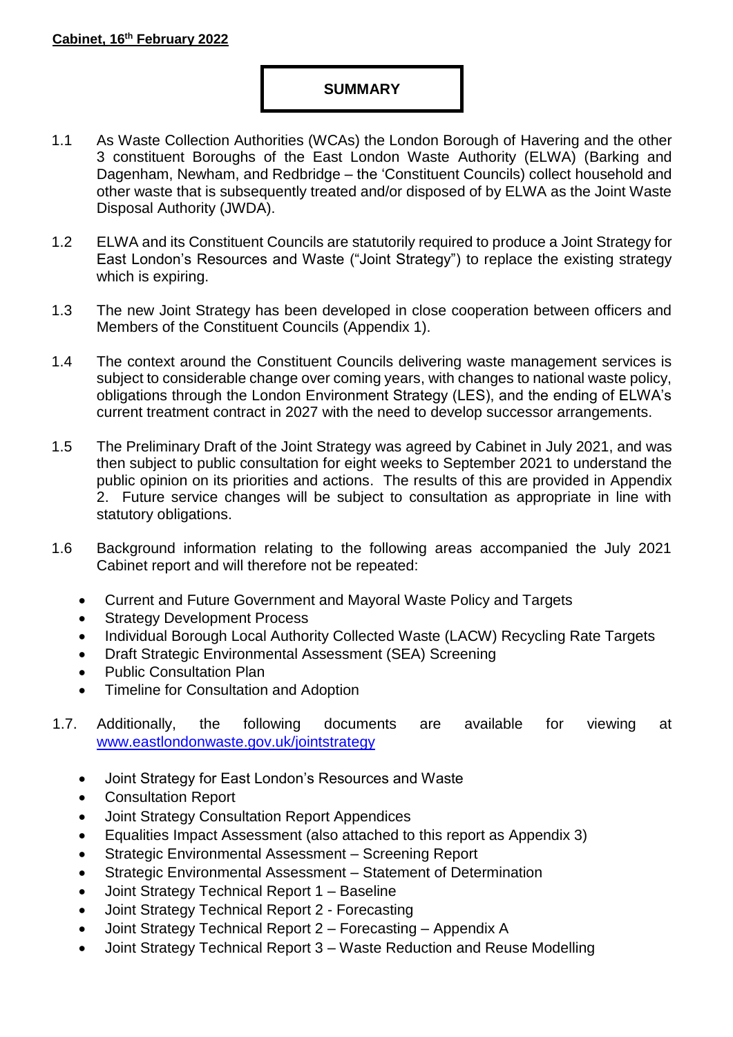**Cabinet, 16th February 2022**

## SUMMARY

1.1 As Waste Collection Authorities (WCAs) the London Borough of Havering and the other 3 constituent Boroughs of the East London Waste Authority (ELWA) (Barking and Dagenham, Newham, and Redbridge – the 'Constituent Councils) collect household and other waste that is subsequently treated and/or disposed of by ELWA as the Joint Waste Disposal Authority (JWDA).

1.2 ELWA and its Constituent Councils are statutorily required to produce a Joint Strategy for East London's Resources and Waste ("Joint Strategy") to replace the existing strategy which is expiring.

1.3 The new Joint Strategy has been developed in close cooperation between officers and Members of the Constituent Councils (Appendix 1).

1.4 The context around the Constituent Councils delivering waste management services is subject to considerable change over coming years, with changes to national waste policy, obligations through the London Environment Strategy (LES), and the ending of ELWA's current treatment contract in 2027 with the need to develop successor arrangements.

1.5 The Preliminary Draft of the Joint Strategy was agreed by Cabinet in July 2021, and was then subject to public consultation for eight weeks to September 2021 to understand the public opinion on its priorities and actions. The results of this are provided in Appendix 2. Future service changes will be subject to consultation as appropriate in line with statutory obligations.

1.6 Background information relating to the following areas accompanied the July 2021 Cabinet report and will therefore not be repeated:

- Current and Future Government and Mayoral Waste Policy and Targets
- Strategy Development Process
- Individual Borough Local Authority Collected Waste (LACW) Recycling Rate Targets
- Draft Strategic Environmental Assessment (SEA) Screening
- Public Consultation Plan
- Timeline for Consultation and Adoption

1.7. Additionally, the following documents are available for viewing at www.eastlondonwaste.gov.uk/jointstrategy

- Joint Strategy for East London's Resources and Waste
- Consultation Report
- Joint Strategy Consultation Report Appendices
- Equalities Impact Assessment (also attached to this report as Appendix 3)
- Strategic Environmental Assessment – Screening Report
- Strategic Environmental Assessment – Statement of Determination
- Joint Strategy Technical Report 1 – Baseline
- Joint Strategy Technical Report 2 - Forecasting
- Joint Strategy Technical Report 2 – Forecasting – Appendix A
- Joint Strategy Technical Report 3 – Waste Reduction and Reuse Modelling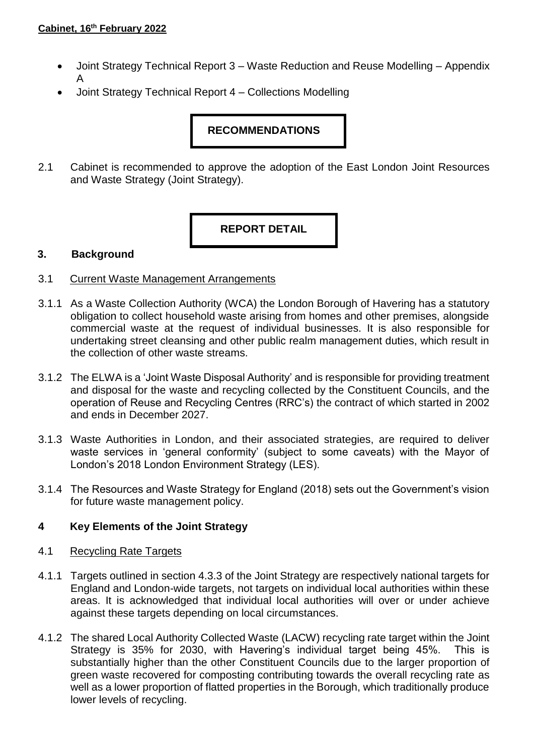- Joint Strategy Technical Report 3 – Waste Reduction and Reuse Modelling – Appendix A
- Joint Strategy Technical Report 4 – Collections Modelling

**RECOMMENDATIONS**

2.1 Cabinet is recommended to approve the adoption of the East London Joint Resources and Waste Strategy (Joint Strategy).

**REPORT DETAIL**

## 3. Background

3.1 Current Waste Management Arrangements

3.1.1 As a Waste Collection Authority (WCA) the London Borough of Havering has a statutory obligation to collect household waste arising from homes and other premises, alongside commercial waste at the request of individual businesses. It is also responsible for undertaking street cleansing and other public realm management duties, which result in the collection of other waste streams.

3.1.2 The ELWA is a 'Joint Waste Disposal Authority' and is responsible for providing treatment and disposal for the waste and recycling collected by the Constituent Councils, and the operation of Reuse and Recycling Centres (RRC's) the contract of which started in 2002 and ends in December 2027.

3.1.3 Waste Authorities in London, and their associated strategies, are required to deliver waste services in 'general conformity' (subject to some caveats) with the Mayor of London's 2018 London Environment Strategy (LES).

3.1.4 The Resources and Waste Strategy for England (2018) sets out the Government's vision for future waste management policy.

## 4 Key Elements of the Joint Strategy

4.1 Recycling Rate Targets

4.1.1 Targets outlined in section 4.3.3 of the Joint Strategy are respectively national targets for England and London-wide targets, not targets on individual local authorities within these areas. It is acknowledged that individual local authorities will over or under achieve against these targets depending on local circumstances.

4.1.2 The shared Local Authority Collected Waste (LACW) recycling rate target within the Joint Strategy is 35% for 2030, with Havering's individual target being 45%. This is substantially higher than the other Constituent Councils due to the larger proportion of green waste recovered for composting contributing towards the overall recycling rate as well as a lower proportion of flatted properties in the Borough, which traditionally produce lower levels of recycling.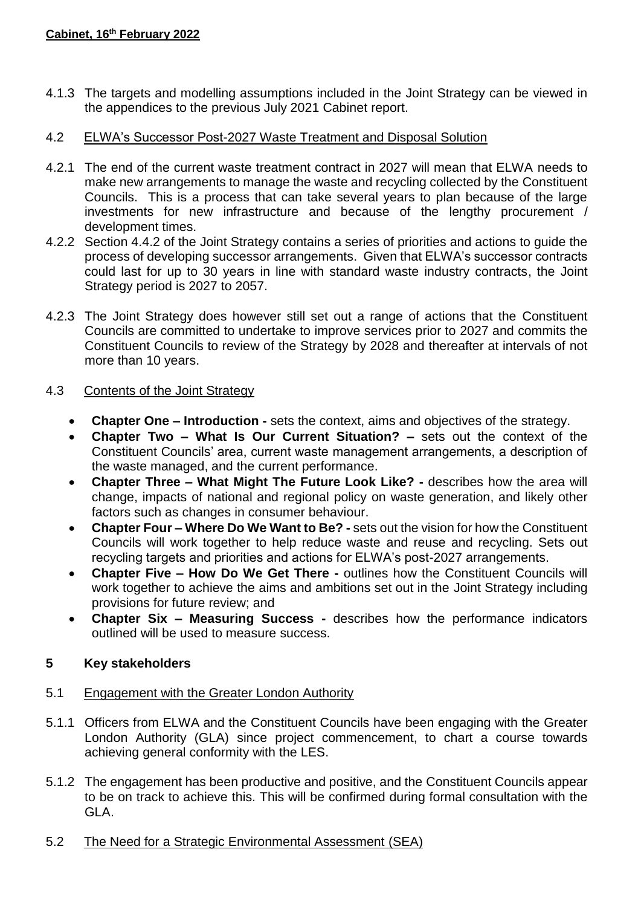4.1.3 The targets and modelling assumptions included in the Joint Strategy can be viewed in the appendices to the previous July 2021 Cabinet report.

4.2 ELWA's Successor Post-2027 Waste Treatment and Disposal Solution

4.2.1 The end of the current waste treatment contract in 2027 will mean that ELWA needs to make new arrangements to manage the waste and recycling collected by the Constituent Councils. This is a process that can take several years to plan because of the large investments for new infrastructure and because of the lengthy procurement / development times.

4.2.2 Section 4.4.2 of the Joint Strategy contains a series of priorities and actions to guide the process of developing successor arrangements. Given that ELWA's successor contracts could last for up to 30 years in line with standard waste industry contracts, the Joint Strategy period is 2027 to 2057.

4.2.3 The Joint Strategy does however still set out a range of actions that the Constituent Councils are committed to undertake to improve services prior to 2027 and commits the Constituent Councils to review of the Strategy by 2028 and thereafter at intervals of not more than 10 years.

4.3 Contents of the Joint Strategy

- **Chapter One – Introduction -** sets the context, aims and objectives of the strategy.
- **Chapter Two – What Is Our Current Situation? –** sets out the context of the Constituent Councils' area, current waste management arrangements, a description of the waste managed, and the current performance.
- **Chapter Three – What Might The Future Look Like? -** describes how the area will change, impacts of national and regional policy on waste generation, and likely other factors such as changes in consumer behaviour.
- **Chapter Four – Where Do We Want to Be? -** sets out the vision for how the Constituent Councils will work together to help reduce waste and reuse and recycling. Sets out recycling targets and priorities and actions for ELWA's post-2027 arrangements.
- **Chapter Five – How Do We Get There -** outlines how the Constituent Councils will work together to achieve the aims and ambitions set out in the Joint Strategy including provisions for future review; and
- **Chapter Six – Measuring Success -** describes how the performance indicators outlined will be used to measure success.

## 5 Key stakeholders

5.1 Engagement with the Greater London Authority

5.1.1 Officers from ELWA and the Constituent Councils have been engaging with the Greater London Authority (GLA) since project commencement, to chart a course towards achieving general conformity with the LES.

5.1.2 The engagement has been productive and positive, and the Constituent Councils appear to be on track to achieve this. This will be confirmed during formal consultation with the GLA.

5.2 The Need for a Strategic Environmental Assessment (SEA)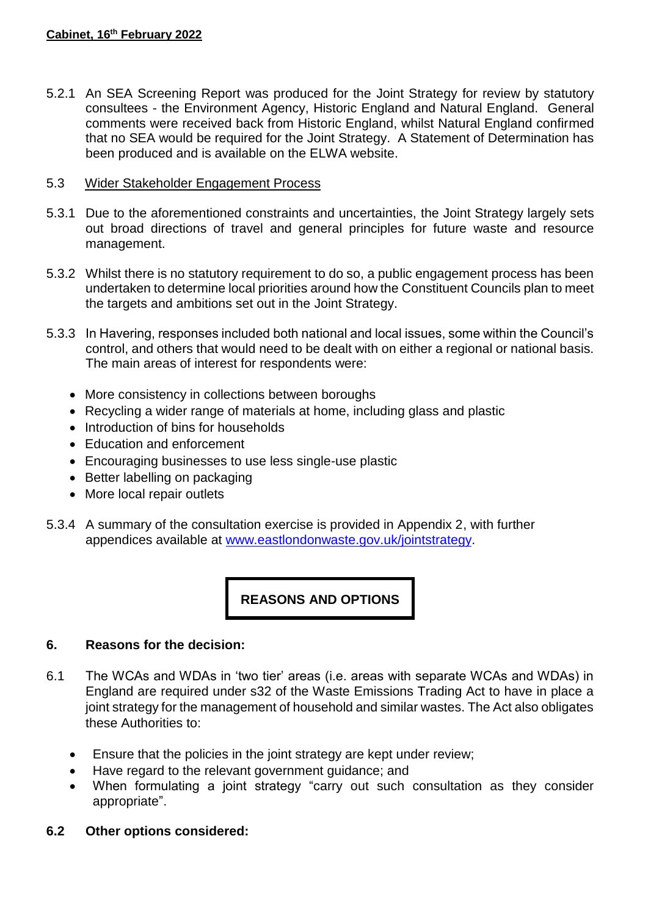5.2.1 An SEA Screening Report was produced for the Joint Strategy for review by statutory consultees - the Environment Agency, Historic England and Natural England. General comments were received back from Historic England, whilst Natural England confirmed that no SEA would be required for the Joint Strategy. A Statement of Determination has been produced and is available on the ELWA website.

5.3 Wider Stakeholder Engagement Process

5.3.1 Due to the aforementioned constraints and uncertainties, the Joint Strategy largely sets out broad directions of travel and general principles for future waste and resource management.

5.3.2 Whilst there is no statutory requirement to do so, a public engagement process has been undertaken to determine local priorities around how the Constituent Councils plan to meet the targets and ambitions set out in the Joint Strategy.

5.3.3 In Havering, responses included both national and local issues, some within the Council's control, and others that would need to be dealt with on either a regional or national basis. The main areas of interest for respondents were:

- More consistency in collections between boroughs
- Recycling a wider range of materials at home, including glass and plastic
- Introduction of bins for households
- Education and enforcement
- Encouraging businesses to use less single-use plastic
- Better labelling on packaging
- More local repair outlets

5.3.4 A summary of the consultation exercise is provided in Appendix 2, with further appendices available at www.eastlondonwaste.gov.uk/jointstrategy.

**REASONS AND OPTIONS**

## 6. Reasons for the decision:

6.1 The WCAs and WDAs in 'two tier' areas (i.e. areas with separate WCAs and WDAs) in England are required under s32 of the Waste Emissions Trading Act to have in place a joint strategy for the management of household and similar wastes. The Act also obligates these Authorities to:

- Ensure that the policies in the joint strategy are kept under review;
- Have regard to the relevant government guidance; and
- When formulating a joint strategy "carry out such consultation as they consider appropriate".

### 6.2 Other options considered: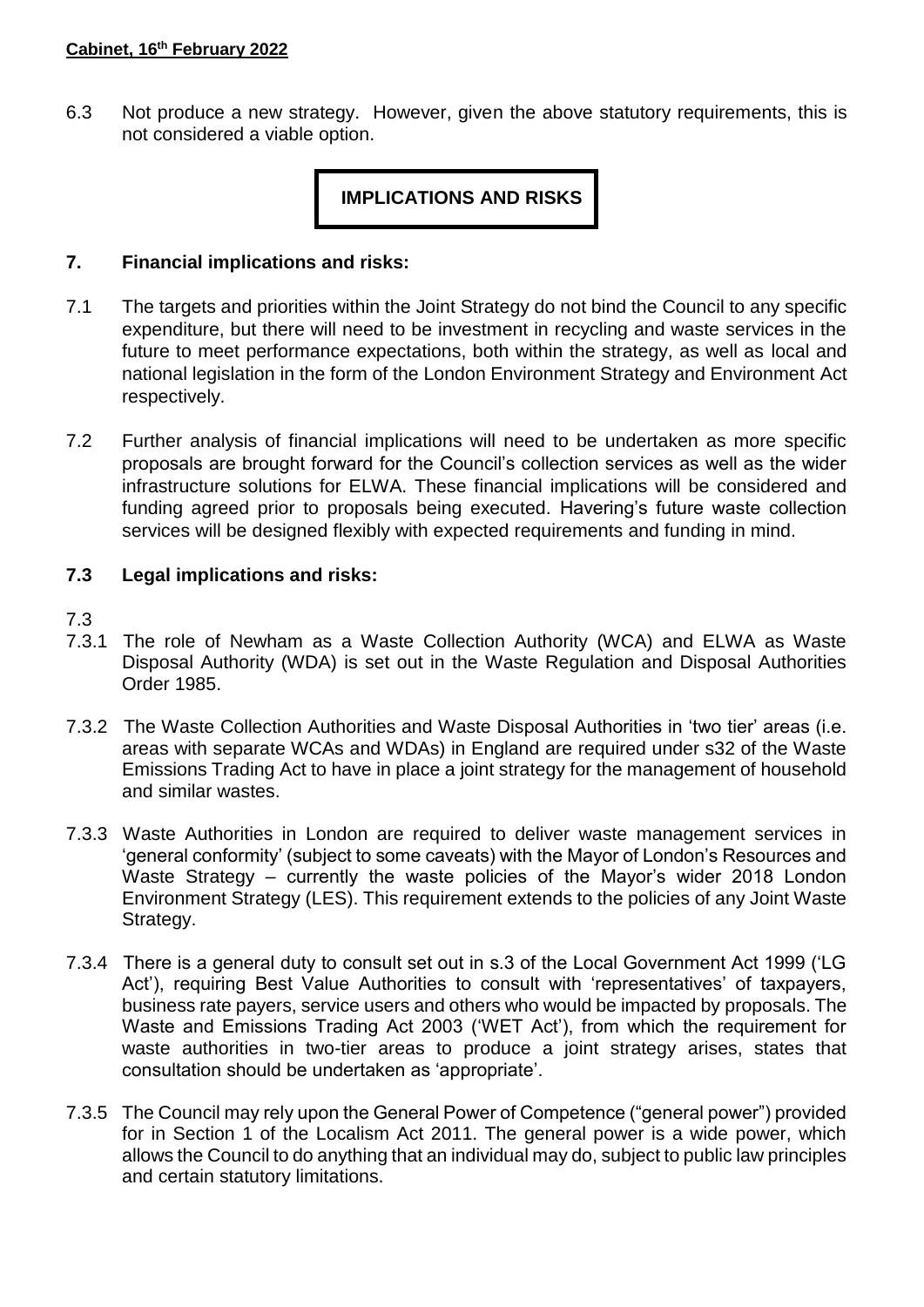6.3 Not produce a new strategy. However, given the above statutory requirements, this is not considered a viable option.

## IMPLICATIONS AND RISKS

### 7. Financial implications and risks:

7.1 The targets and priorities within the Joint Strategy do not bind the Council to any specific expenditure, but there will need to be investment in recycling and waste services in the future to meet performance expectations, both within the strategy, as well as local and national legislation in the form of the London Environment Strategy and Environment Act respectively.

7.2 Further analysis of financial implications will need to be undertaken as more specific proposals are brought forward for the Council's collection services as well as the wider infrastructure solutions for ELWA. These financial implications will be considered and funding agreed prior to proposals being executed. Havering's future waste collection services will be designed flexibly with expected requirements and funding in mind.

### 7.3 Legal implications and risks:

7.3

7.3.1 The role of Newham as a Waste Collection Authority (WCA) and ELWA as Waste Disposal Authority (WDA) is set out in the Waste Regulation and Disposal Authorities Order 1985.

7.3.2 The Waste Collection Authorities and Waste Disposal Authorities in 'two tier' areas (i.e. areas with separate WCAs and WDAs) in England are required under s32 of the Waste Emissions Trading Act to have in place a joint strategy for the management of household and similar wastes.

7.3.3 Waste Authorities in London are required to deliver waste management services in 'general conformity' (subject to some caveats) with the Mayor of London's Resources and Waste Strategy – currently the waste policies of the Mayor's wider 2018 London Environment Strategy (LES). This requirement extends to the policies of any Joint Waste Strategy.

7.3.4 There is a general duty to consult set out in s.3 of the Local Government Act 1999 ('LG Act'), requiring Best Value Authorities to consult with 'representatives' of taxpayers, business rate payers, service users and others who would be impacted by proposals. The Waste and Emissions Trading Act 2003 ('WET Act'), from which the requirement for waste authorities in two-tier areas to produce a joint strategy arises, states that consultation should be undertaken as 'appropriate'.

7.3.5 The Council may rely upon the General Power of Competence ("general power") provided for in Section 1 of the Localism Act 2011. The general power is a wide power, which allows the Council to do anything that an individual may do, subject to public law principles and certain statutory limitations.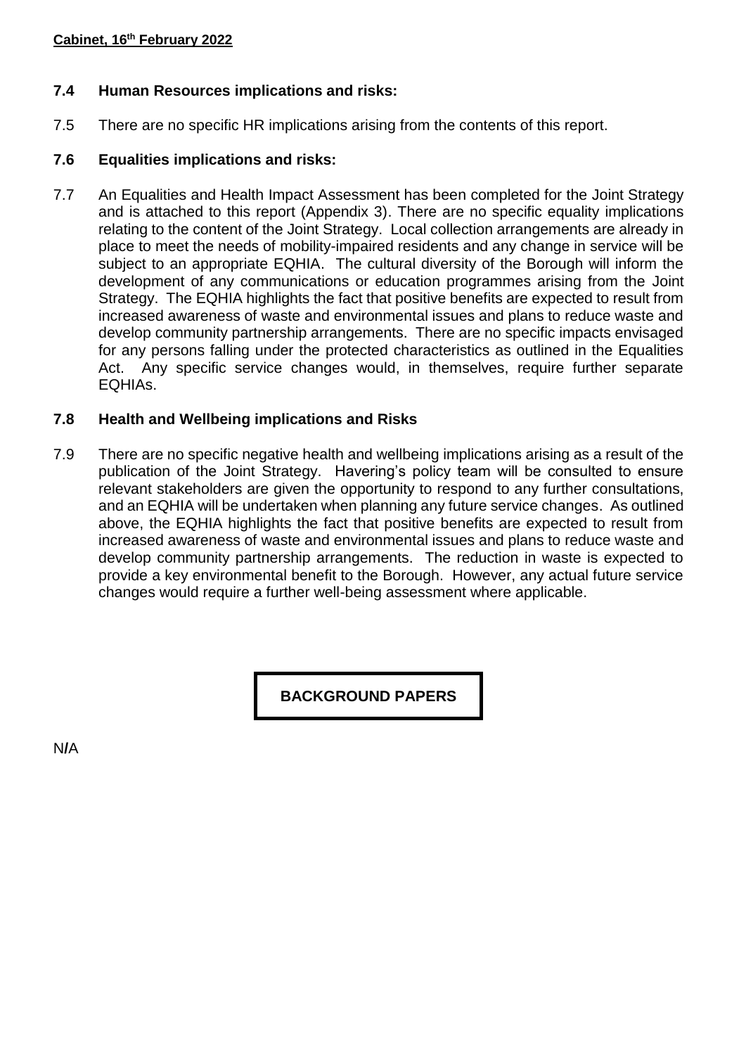**7.4 Human Resources implications and risks:**

7.5 There are no specific HR implications arising from the contents of this report.

**7.6 Equalities implications and risks:**

7.7 An Equalities and Health Impact Assessment has been completed for the Joint Strategy and is attached to this report (Appendix 3). There are no specific equality implications relating to the content of the Joint Strategy. Local collection arrangements are already in place to meet the needs of mobility-impaired residents and any change in service will be subject to an appropriate EQHIA. The cultural diversity of the Borough will inform the development of any communications or education programmes arising from the Joint Strategy. The EQHIA highlights the fact that positive benefits are expected to result from increased awareness of waste and environmental issues and plans to reduce waste and develop community partnership arrangements. There are no specific impacts envisaged for any persons falling under the protected characteristics as outlined in the Equalities Act. Any specific service changes would, in themselves, require further separate EQHIAs.

**7.8 Health and Wellbeing implications and Risks**

7.9 There are no specific negative health and wellbeing implications arising as a result of the publication of the Joint Strategy. Havering's policy team will be consulted to ensure relevant stakeholders are given the opportunity to respond to any further consultations, and an EQHIA will be undertaken when planning any future service changes. As outlined above, the EQHIA highlights the fact that positive benefits are expected to result from increased awareness of waste and environmental issues and plans to reduce waste and develop community partnership arrangements. The reduction in waste is expected to provide a key environmental benefit to the Borough. However, any actual future service changes would require a further well-being assessment where applicable.

**BACKGROUND PAPERS**

N/A